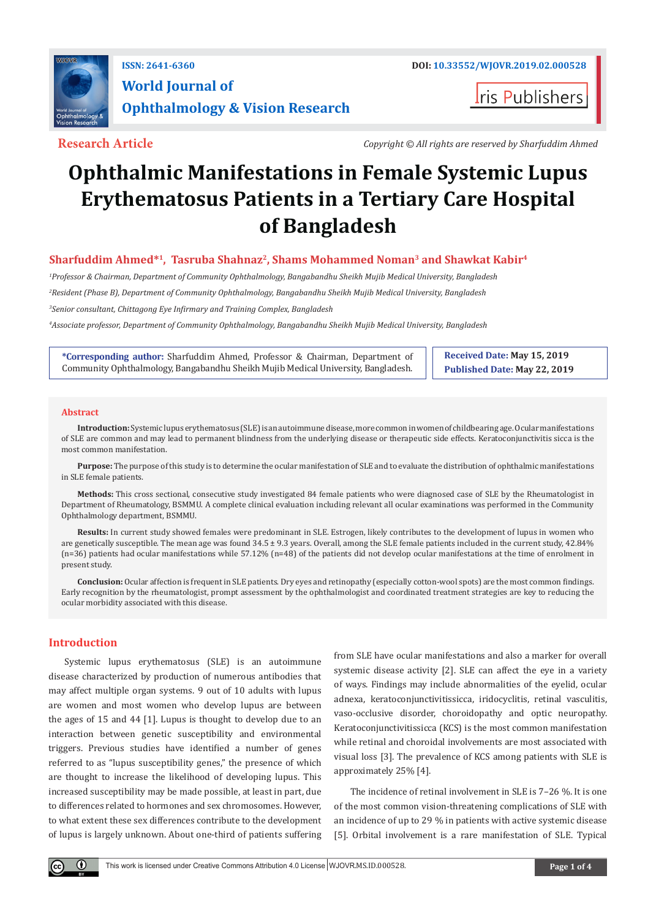ISSN: 2641-6360

DOI: 10.33552/WJOVR.2019.02.000528

**World Journal of Ophthalmology & Vision Research**

Iris Publishers

**Research Article**

*Copyright © All rights are reserved by Sharfuddim Ahmed*

# Ophthalmic Manifestations in Female Systemic Lupus Erythematosus Patients in a Tertiary Care Hospital of Bangladesh

**Sharfuddim Ahmed*[1], Tasruba Shahnaz[2], Shams Mohammed Noman[3] and Shawkat Kabir[4]**

[1]*Professor & Chairman, Department of Community Ophthalmology, Bangabandhu Sheikh Mujib Medical University, Bangladesh*

[2]*Resident (Phase B), Department of Community Ophthalmology, Bangabandhu Sheikh Mujib Medical University, Bangladesh*

[3]*Senior consultant, Chittagong Eye Infirmary and Training Complex, Bangladesh*

[4]*Associate professor, Department of Community Ophthalmology, Bangabandhu Sheikh Mujib Medical University, Bangladesh*

**\*Corresponding author:** Sharfuddim Ahmed, Professor & Chairman, Department of Community Ophthalmology, Bangabandhu Sheikh Mujib Medical University, Bangladesh.

**Received Date:** May 15, 2019

**Published Date:** May 22, 2019

## Abstract

**Introduction:** Systemic lupus erythematosus (SLE) is an autoimmune disease, more common in women of childbearing age. Ocular manifestations of SLE are common and may lead to permanent blindness from the underlying disease or therapeutic side effects. Keratoconjunctivitis sicca is the most common manifestation.

**Purpose:** The purpose of this study is to determine the ocular manifestation of SLE and to evaluate the distribution of ophthalmic manifestations in SLE female patients.

**Methods:** This cross sectional, consecutive study investigated 84 female patients who were diagnosed case of SLE by the Rheumatologist in Department of Rheumatology, BSMMU. A complete clinical evaluation including relevant all ocular examinations was performed in the Community Ophthalmology department, BSMMU.

**Results:** In current study showed females were predominant in SLE. Estrogen, likely contributes to the development of lupus in women who are genetically susceptible. The mean age was found 34.5 ± 9.3 years. Overall, among the SLE female patients included in the current study, 42.84% (n=36) patients had ocular manifestations while 57.12% (n=48) of the patients did not develop ocular manifestations at the time of enrolment in present study.

**Conclusion:** Ocular affection is frequent in SLE patients. Dry eyes and retinopathy (especially cotton-wool spots) are the most common findings. Early recognition by the rheumatologist, prompt assessment by the ophthalmologist and coordinated treatment strategies are key to reducing the ocular morbidity associated with this disease.

## Introduction

Systemic lupus erythematosus (SLE) is an autoimmune disease characterized by production of numerous antibodies that may affect multiple organ systems. 9 out of 10 adults with lupus are women and most women who develop lupus are between the ages of 15 and 44 [1]. Lupus is thought to develop due to an interaction between genetic susceptibility and environmental triggers. Previous studies have identified a number of genes referred to as "lupus susceptibility genes," the presence of which are thought to increase the likelihood of developing lupus. This increased susceptibility may be made possible, at least in part, due to differences related to hormones and sex chromosomes. However, to what extent these sex differences contribute to the development of lupus is largely unknown. About one-third of patients suffering from SLE have ocular manifestations and also a marker for overall systemic disease activity [2]. SLE can affect the eye in a variety of ways. Findings may include abnormalities of the eyelid, ocular adnexa, keratoconjunctivitissicca, iridocyclitis, retinal vasculitis, vaso-occlusive disorder, choroidopathy and optic neuropathy. Keratoconjunctivitissicca (KCS) is the most common manifestation while retinal and choroidal involvements are most associated with visual loss [3]. The prevalence of KCS among patients with SLE is approximately 25% [4].

The incidence of retinal involvement in SLE is 7–26 %. It is one of the most common vision-threatening complications of SLE with an incidence of up to 29 % in patients with active systemic disease [5]. Orbital involvement is a rare manifestation of SLE. Typical

This work is licensed under Creative Commons Attribution 4.0 License WJOVR.MS.ID.000528.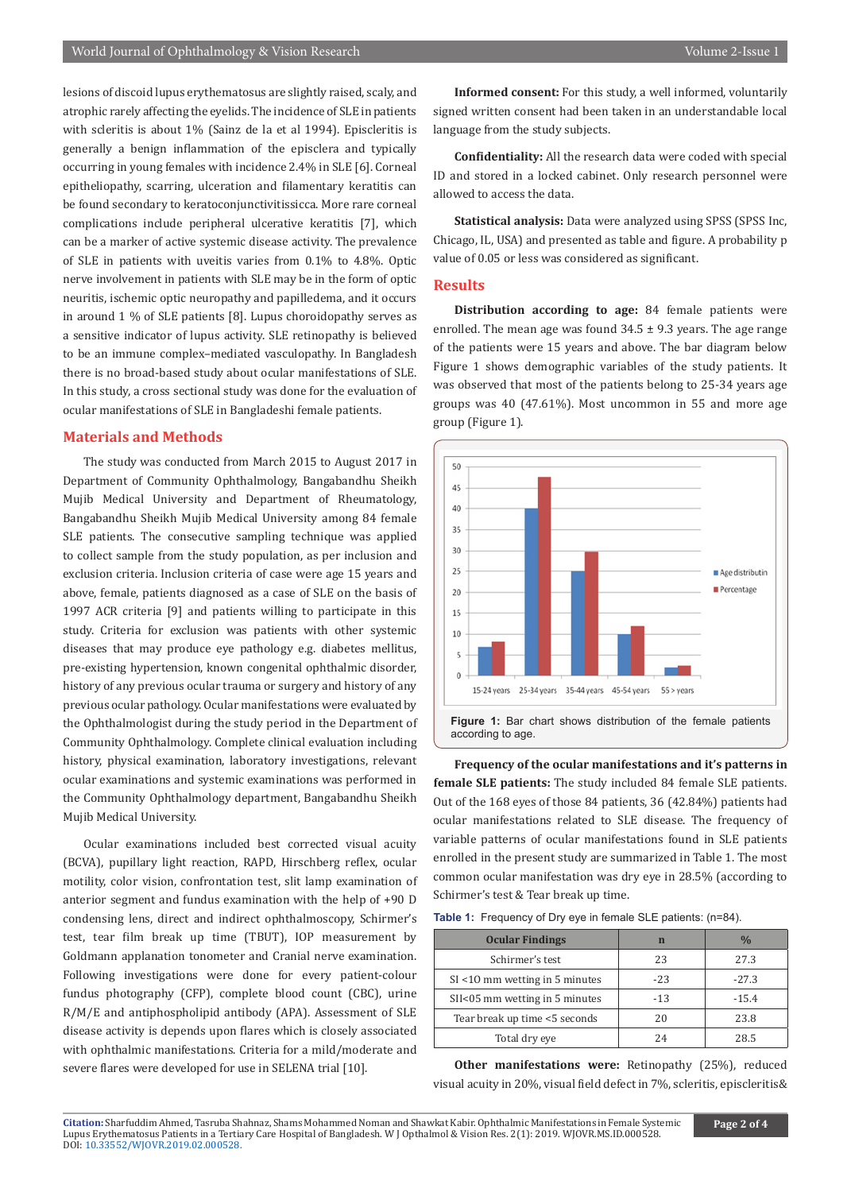lesions of discoid lupus erythematosus are slightly raised, scaly, and atrophic rarely affecting the eyelids. The incidence of SLE in patients with scleritis is about 1% (Sainz de la et al 1994). Episcleritis is generally a benign inflammation of the episclera and typically occurring in young females with incidence 2.4% in SLE [6]. Corneal epitheliopathy, scarring, ulceration and filamentary keratitis can be found secondary to keratoconjunctivitissicca. More rare corneal complications include peripheral ulcerative keratitis [7], which can be a marker of active systemic disease activity. The prevalence of SLE in patients with uveitis varies from 0.1% to 4.8%. Optic nerve involvement in patients with SLE may be in the form of optic neuritis, ischemic optic neuropathy and papilledema, and it occurs in around 1 % of SLE patients [8]. Lupus choroidopathy serves as a sensitive indicator of lupus activity. SLE retinopathy is believed to be an immune complex–mediated vasculopathy. In Bangladesh there is no broad-based study about ocular manifestations of SLE. In this study, a cross sectional study was done for the evaluation of ocular manifestations of SLE in Bangladeshi female patients.

## Materials and Methods

The study was conducted from March 2015 to August 2017 in Department of Community Ophthalmology, Bangabandhu Sheikh Mujib Medical University and Department of Rheumatology, Bangabandhu Sheikh Mujib Medical University among 84 female SLE patients. The consecutive sampling technique was applied to collect sample from the study population, as per inclusion and exclusion criteria. Inclusion criteria of case were age 15 years and above, female, patients diagnosed as a case of SLE on the basis of 1997 ACR criteria [9] and patients willing to participate in this study. Criteria for exclusion was patients with other systemic diseases that may produce eye pathology e.g. diabetes mellitus, pre-existing hypertension, known congenital ophthalmic disorder, history of any previous ocular trauma or surgery and history of any previous ocular pathology. Ocular manifestations were evaluated by the Ophthalmologist during the study period in the Department of Community Ophthalmology. Complete clinical evaluation including history, physical examination, laboratory investigations, relevant ocular examinations and systemic examinations was performed in the Community Ophthalmology department, Bangabandhu Sheikh Mujib Medical University.

Ocular examinations included best corrected visual acuity (BCVA), pupillary light reaction, RAPD, Hirschberg reflex, ocular motility, color vision, confrontation test, slit lamp examination of anterior segment and fundus examination with the help of +90 D condensing lens, direct and indirect ophthalmoscopy, Schirmer's test, tear film break up time (TBUT), IOP measurement by Goldmann applanation tonometer and Cranial nerve examination. Following investigations were done for every patient-colour fundus photography (CFP), complete blood count (CBC), urine R/M/E and antiphospholipid antibody (APA). Assessment of SLE disease activity is depends upon flares which is closely associated with ophthalmic manifestations. Criteria for a mild/moderate and severe flares were developed for use in SELENA trial [10].

**Informed consent:** For this study, a well informed, voluntarily signed written consent had been taken in an understandable local language from the study subjects.

**Confidentiality:** All the research data were coded with special ID and stored in a locked cabinet. Only research personnel were allowed to access the data.

**Statistical analysis:** Data were analyzed using SPSS (SPSS Inc, Chicago, IL, USA) and presented as table and figure. A probability p value of 0.05 or less was considered as significant.

## Results

**Distribution according to age:** 84 female patients were enrolled. The mean age was found 34.5 ± 9.3 years. The age range of the patients were 15 years and above. The bar diagram below Figure 1 shows demographic variables of the study patients. It was observed that most of the patients belong to 25-34 years age groups was 40 (47.61%). Most uncommon in 55 and more age group (Figure 1).

50
45
40
35
30
25
20
15
10
5
0
15-24 years
25-34 years
35-44 years
45-54 years
55 > years
Age distributin
Percentage

**Figure 1:** Bar chart shows distribution of the female patients according to age.

**Frequency of the ocular manifestations and it's patterns in female SLE patients:** The study included 84 female SLE patients. Out of the 168 eyes of those 84 patients, 36 (42.84%) patients had ocular manifestations related to SLE disease. The frequency of variable patterns of ocular manifestations found in SLE patients enrolled in the present study are summarized in Table 1. The most common ocular manifestation was dry eye in 28.5% (according to Schirmer's test & Tear break up time.

**Table 1:** Frequency of Dry eye in female SLE patients: (n=84).

| Ocular Findings | n | % |
|---|---|---|
| Schirmer's test | 23 | 27.3 |
| SI <10 mm wetting in 5 minutes | -23 | -27.3 |
| SII<05 mm wetting in 5 minutes | -13 | -15.4 |
| Tear break up time <5 seconds | 20 | 23.8 |
| Total dry eye | 24 | 28.5 |

**Other manifestations were:** Retinopathy (25%), reduced visual acuity in 20%, visual field defect in 7%, scleritis, episcleritis&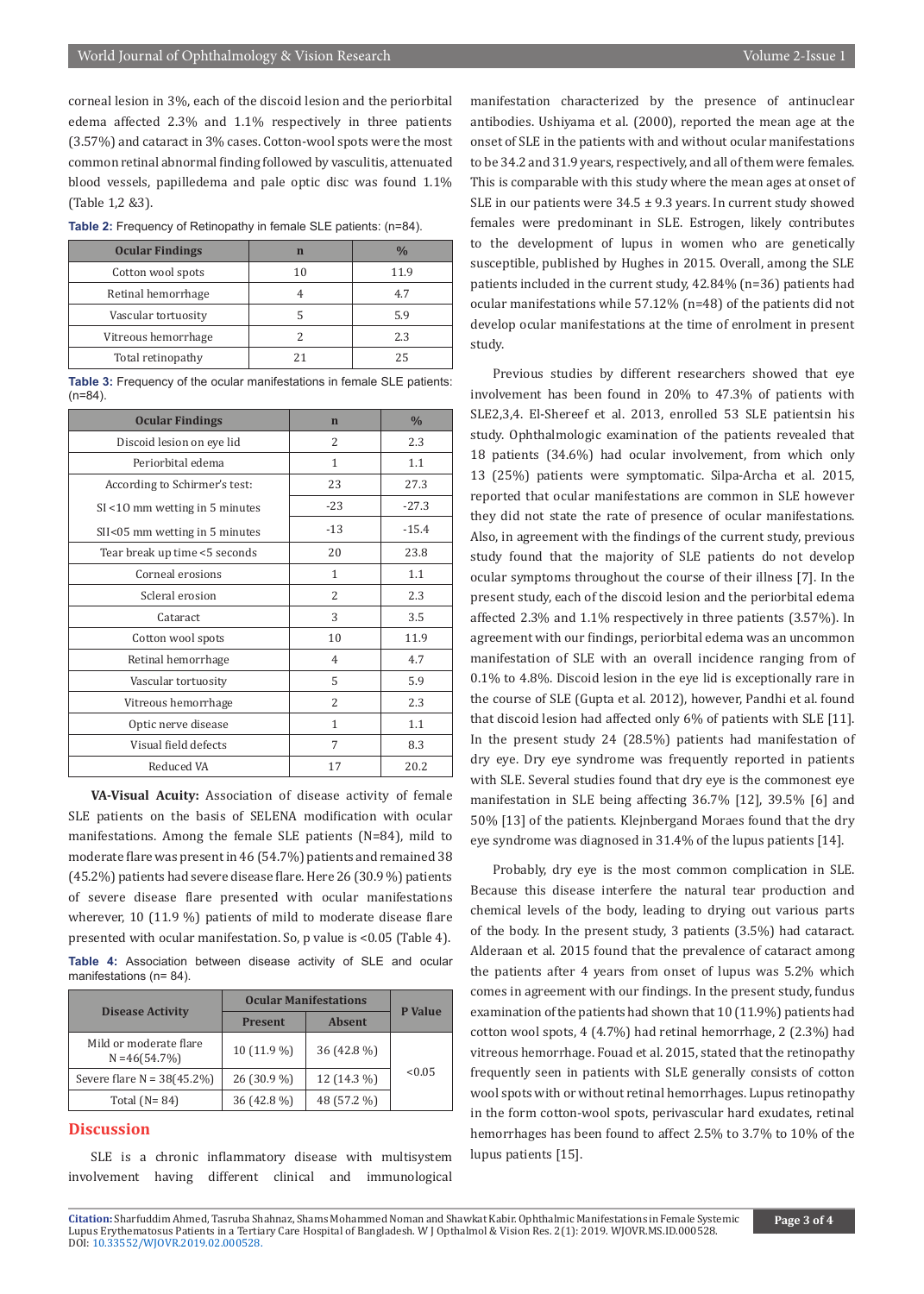corneal lesion in 3%, each of the discoid lesion and the periorbital edema affected 2.3% and 1.1% respectively in three patients (3.57%) and cataract in 3% cases. Cotton-wool spots were the most common retinal abnormal finding followed by vasculitis, attenuated blood vessels, papilledema and pale optic disc was found 1.1% (Table 1,2 &3).

**Table 2:** Frequency of Retinopathy in female SLE patients: (n=84).

| Ocular Findings | n | % |
|---|---|---|
| Cotton wool spots | 10 | 11.9 |
| Retinal hemorrhage | 4 | 4.7 |
| Vascular tortuosity | 5 | 5.9 |
| Vitreous hemorrhage | 2 | 2.3 |
| Total retinopathy | 21 | 25 |

**Table 3:** Frequency of the ocular manifestations in female SLE patients: (n=84).

| Ocular Findings | n | % |
|---|---|---|
| Discoid lesion on eye lid | 2 | 2.3 |
| Periorbital edema | 1 | 1.1 |
| According to Schirmer's test: | 23 | 27.3 |
| SI <10 mm wetting in 5 minutes | -23 | -27.3 |
| SII<05 mm wetting in 5 minutes | -13 | -15.4 |
| Tear break up time <5 seconds | 20 | 23.8 |
| Corneal erosions | 1 | 1.1 |
| Scleral erosion | 2 | 2.3 |
| Cataract | 3 | 3.5 |
| Cotton wool spots | 10 | 11.9 |
| Retinal hemorrhage | 4 | 4.7 |
| Vascular tortuosity | 5 | 5.9 |
| Vitreous hemorrhage | 2 | 2.3 |
| Optic nerve disease | 1 | 1.1 |
| Visual field defects | 7 | 8.3 |
| Reduced VA | 17 | 20.2 |

**VA-Visual Acuity:** Association of disease activity of female SLE patients on the basis of SELENA modification with ocular manifestations. Among the female SLE patients (N=84), mild to moderate flare was present in 46 (54.7%) patients and remained 38 (45.2%) patients had severe disease flare. Here 26 (30.9 %) patients of severe disease flare presented with ocular manifestations wherever, 10 (11.9 %) patients of mild to moderate disease flare presented with ocular manifestation. So, p value is <0.05 (Table 4).

**Table 4:** Association between disease activity of SLE and ocular manifestations (n= 84).

| Disease Activity | Ocular Manifestations | | P Value |
|---|---|---|---|
| | Present | Absent | |
| Mild or moderate flare N =46(54.7%) | 10 (11.9 %) | 36 (42.8 %) | <0.05 |
| Severe flare N = 38(45.2%) | 26 (30.9 %) | 12 (14.3 %) | |
| Total (N= 84) | 36 (42.8 %) | 48 (57.2 %) | |

## Discussion

SLE is a chronic inflammatory disease with multisystem involvement having different clinical and immunological manifestation characterized by the presence of antinuclear antibodies. Ushiyama et al. (2000), reported the mean age at the onset of SLE in the patients with and without ocular manifestations to be 34.2 and 31.9 years, respectively, and all of them were females. This is comparable with this study where the mean ages at onset of SLE in our patients were 34.5 ± 9.3 years. In current study showed females were predominant in SLE. Estrogen, likely contributes to the development of lupus in women who are genetically susceptible, published by Hughes in 2015. Overall, among the SLE patients included in the current study, 42.84% (n=36) patients had ocular manifestations while 57.12% (n=48) of the patients did not develop ocular manifestations at the time of enrolment in present study.

Previous studies by different researchers showed that eye involvement has been found in 20% to 47.3% of patients with SLE2,3,4. El-Shereef et al. 2013, enrolled 53 SLE patientsin his study. Ophthalmologic examination of the patients revealed that 18 patients (34.6%) had ocular involvement, from which only 13 (25%) patients were symptomatic. Silpa-Archa et al. 2015, reported that ocular manifestations are common in SLE however they did not state the rate of presence of ocular manifestations. Also, in agreement with the findings of the current study, previous study found that the majority of SLE patients do not develop ocular symptoms throughout the course of their illness [7]. In the present study, each of the discoid lesion and the periorbital edema affected 2.3% and 1.1% respectively in three patients (3.57%). In agreement with our findings, periorbital edema was an uncommon manifestation of SLE with an overall incidence ranging from of 0.1% to 4.8%. Discoid lesion in the eye lid is exceptionally rare in the course of SLE (Gupta et al. 2012), however, Pandhi et al. found that discoid lesion had affected only 6% of patients with SLE [11]. In the present study 24 (28.5%) patients had manifestation of dry eye. Dry eye syndrome was frequently reported in patients with SLE. Several studies found that dry eye is the commonest eye manifestation in SLE being affecting 36.7% [12], 39.5% [6] and 50% [13] of the patients. Klejnbergand Moraes found that the dry eye syndrome was diagnosed in 31.4% of the lupus patients [14].

Probably, dry eye is the most common complication in SLE. Because this disease interfere the natural tear production and chemical levels of the body, leading to drying out various parts of the body. In the present study, 3 patients (3.5%) had cataract. Alderaan et al. 2015 found that the prevalence of cataract among the patients after 4 years from onset of lupus was 5.2% which comes in agreement with our findings. In the present study, fundus examination of the patients had shown that 10 (11.9%) patients had cotton wool spots, 4 (4.7%) had retinal hemorrhage, 2 (2.3%) had vitreous hemorrhage. Fouad et al. 2015, stated that the retinopathy frequently seen in patients with SLE generally consists of cotton wool spots with or without retinal hemorrhages. Lupus retinopathy in the form cotton-wool spots, perivascular hard exudates, retinal hemorrhages has been found to affect 2.5% to 3.7% to 10% of the lupus patients [15].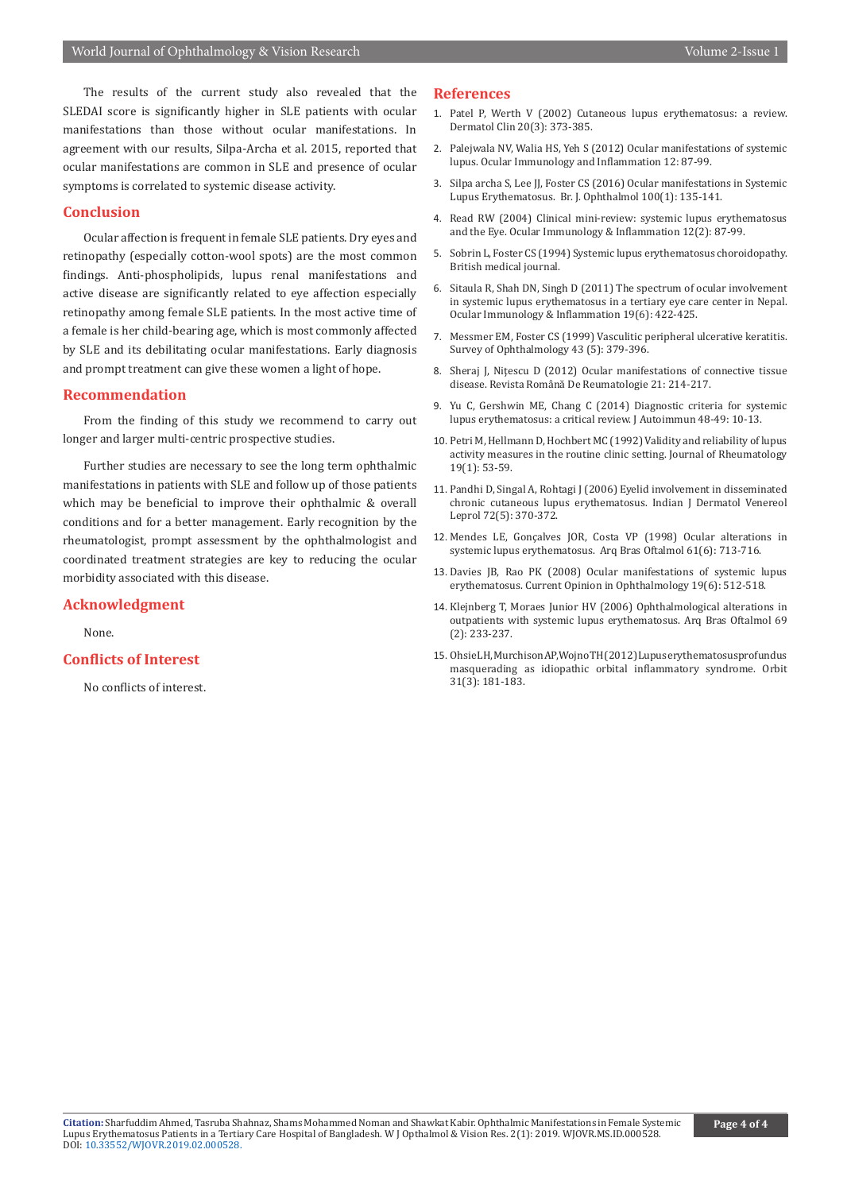The results of the current study also revealed that the SLEDAI score is significantly higher in SLE patients with ocular manifestations than those without ocular manifestations. In agreement with our results, Silpa-Archa et al. 2015, reported that ocular manifestations are common in SLE and presence of ocular symptoms is correlated to systemic disease activity.

## Conclusion

Ocular affection is frequent in female SLE patients. Dry eyes and retinopathy (especially cotton-wool spots) are the most common findings. Anti-phospholipids, lupus renal manifestations and active disease are significantly related to eye affection especially retinopathy among female SLE patients. In the most active time of a female is her child-bearing age, which is most commonly affected by SLE and its debilitating ocular manifestations. Early diagnosis and prompt treatment can give these women a light of hope.

## Recommendation

From the finding of this study we recommend to carry out longer and larger multi-centric prospective studies.

Further studies are necessary to see the long term ophthalmic manifestations in patients with SLE and follow up of those patients which may be beneficial to improve their ophthalmic & overall conditions and for a better management. Early recognition by the rheumatologist, prompt assessment by the ophthalmologist and coordinated treatment strategies are key to reducing the ocular morbidity associated with this disease.

## Acknowledgment

None.

## Conflicts of Interest

No conflicts of interest.

## References

1. Patel P, Werth V (2002) Cutaneous lupus erythematosus: a review. Dermatol Clin 20(3): 373-385.
2. Palejwala NV, Walia HS, Yeh S (2012) Ocular manifestations of systemic lupus. Ocular Immunology and Inflammation 12: 87-99.
3. Silpa archa S, Lee JJ, Foster CS (2016) Ocular manifestations in Systemic Lupus Erythematosus. Br. J. Ophthalmol 100(1): 135-141.
4. Read RW (2004) Clinical mini-review: systemic lupus erythematosus and the Eye. Ocular Immunology & Inflammation 12(2): 87-99.
5. Sobrin L, Foster CS (1994) Systemic lupus erythematosus choroidopathy. British medical journal.
6. Sitaula R, Shah DN, Singh D (2011) The spectrum of ocular involvement in systemic lupus erythematosus in a tertiary eye care center in Nepal. Ocular Immunology & Inflammation 19(6): 422-425.
7. Messmer EM, Foster CS (1999) Vasculitic peripheral ulcerative keratitis. Survey of Ophthalmology 43 (5): 379-396.
8. Sheraj J, Nițescu D (2012) Ocular manifestations of connective tissue disease. Revista Română De Reumatologie 21: 214-217.
9. Yu C, Gershwin ME, Chang C (2014) Diagnostic criteria for systemic lupus erythematosus: a critical review. J Autoimmun 48-49: 10-13.
10. Petri M, Hellmann D, Hochbert MC (1992) Validity and reliability of lupus activity measures in the routine clinic setting. Journal of Rheumatology 19(1): 53-59.
11. Pandhi D, Singal A, Rohtagi J (2006) Eyelid involvement in disseminated chronic cutaneous lupus erythematosus. Indian J Dermatol Venereol Leprol 72(5): 370-372.
12. Mendes LE, Gonçalves JOR, Costa VP (1998) Ocular alterations in systemic lupus erythematosus. Arq Bras Oftalmol 61(6): 713-716.
13. Davies JB, Rao PK (2008) Ocular manifestations of systemic lupus erythematosus. Current Opinion in Ophthalmology 19(6): 512-518.
14. Klejnberg T, Moraes Junior HV (2006) Ophthalmological alterations in outpatients with systemic lupus erythematosus. Arq Bras Oftalmol 69 (2): 233-237.
15. Ohsie LH, Murchison AP, Wojno TH (2012) Lupus erythematosus profundus masquerading as idiopathic orbital inflammatory syndrome. Orbit 31(3): 181-183.